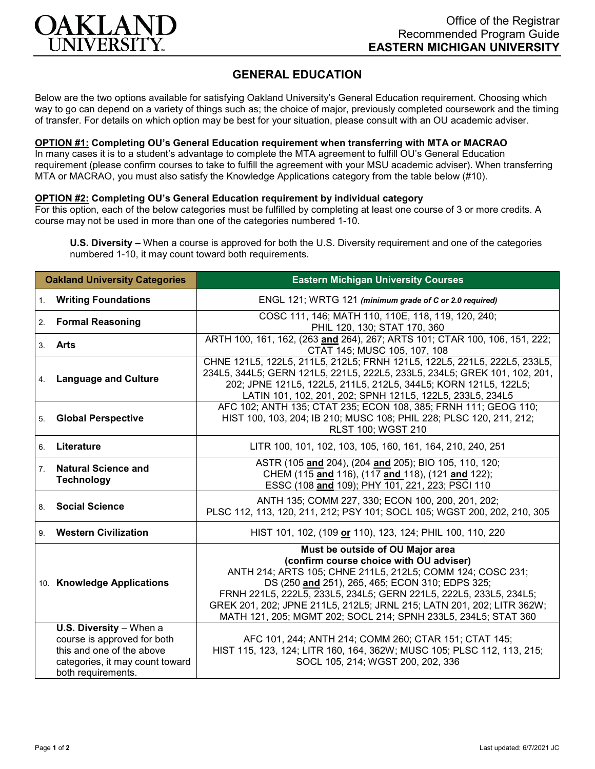# OAKLAND UNIVERSITY

Office of the Registrar
Recommended Program Guide
**EASTERN MICHIGAN UNIVERSITY**

## GENERAL EDUCATION

Below are the two options available for satisfying Oakland University's General Education requirement. Choosing which way to go can depend on a variety of things such as; the choice of major, previously completed coursework and the timing of transfer. For details on which option may be best for your situation, please consult with an OU academic adviser.

**OPTION #1: Completing OU's General Education requirement when transferring with MTA or MACRAO**
In many cases it is to a student's advantage to complete the MTA agreement to fulfill OU's General Education requirement (please confirm courses to take to fulfill the agreement with your MSU academic adviser). When transferring MTA or MACRAO, you must also satisfy the Knowledge Applications category from the table below (#10).

**OPTION #2: Completing OU's General Education requirement by individual category**
For this option, each of the below categories must be fulfilled by completing at least one course of 3 or more credits. A course may not be used in more than one of the categories numbered 1-10.

**U.S. Diversity –** When a course is approved for both the U.S. Diversity requirement and one of the categories numbered 1-10, it may count toward both requirements.

| Oakland University Categories | Eastern Michigan University Courses |
|---|---|
| 1. **Writing Foundations** | ENGL 121; WRTG 121 ***(minimum grade of C or 2.0 required)*** |
| 2. **Formal Reasoning** | COSC 111, 146; MATH 110, 110E, 118, 119, 120, 240; PHIL 120, 130; STAT 170, 360 |
| 3. **Arts** | ARTH 100, 161, 162, (263 **and** 264), 267; ARTS 101; CTAR 100, 106, 151, 222; CTAT 145; MUSC 105, 107, 108 |
| 4. **Language and Culture** | CHNE 121L5, 122L5, 211L5, 212L5; FRNH 121L5, 122L5, 221L5, 222L5, 233L5, 234L5, 344L5; GERN 121L5, 221L5, 222L5, 233L5, 234L5; GREK 101, 102, 201, 202; JPNE 121L5, 122L5, 211L5, 212L5, 344L5; KORN 121L5, 122L5; LATIN 101, 102, 201, 202; SPNH 121L5, 122L5, 233L5, 234L5 |
| 5. **Global Perspective** | AFC 102; ANTH 135; CTAT 235; ECON 108, 385; FRNH 111; GEOG 110; HIST 100, 103, 204; IB 210; MUSC 108; PHIL 228; PLSC 120, 211, 212; RLST 100; WGST 210 |
| 6. **Literature** | LITR 100, 101, 102, 103, 105, 160, 161, 164, 210, 240, 251 |
| 7. **Natural Science and Technology** | ASTR (105 **and** 204), (204 **and** 205); BIO 105, 110, 120; CHEM (115 **and** 116), (117 **and** 118), (121 **and** 122); ESSC (108 **and** 109); PHY 101, 221, 223; PSCI 110 |
| 8. **Social Science** | ANTH 135; COMM 227, 330; ECON 100, 200, 201, 202; PLSC 112, 113, 120, 211, 212; PSY 101; SOCL 105; WGST 200, 202, 210, 305 |
| 9. **Western Civilization** | HIST 101, 102, (109 **or** 110), 123, 124; PHIL 100, 110, 220 |
| 10. **Knowledge Applications** | **Must be outside of OU Major area (confirm course choice with OU adviser)** ANTH 214; ARTS 105; CHNE 211L5, 212L5; COMM 124; COSC 231; DS (250 **and** 251), 265, 465; ECON 310; EDPS 325; FRNH 221L5, 222L5, 233L5, 234L5; GERN 221L5, 222L5, 233L5, 234L5; GREK 201, 202; JPNE 211L5, 212L5; JRNL 215; LATN 201, 202; LITR 362W; MATH 121, 205; MGMT 202; SOCL 214; SPNH 233L5, 234L5; STAT 360 |
| **U.S. Diversity** – When a course is approved for both this and one of the above categories, it may count toward both requirements. | AFC 101, 244; ANTH 214; COMM 260; CTAR 151; CTAT 145; HIST 115, 123, 124; LITR 160, 164, 362W; MUSC 105; PLSC 112, 113, 215; SOCL 105, 214; WGST 200, 202, 336 |

Last updated: 6/7/2021 JC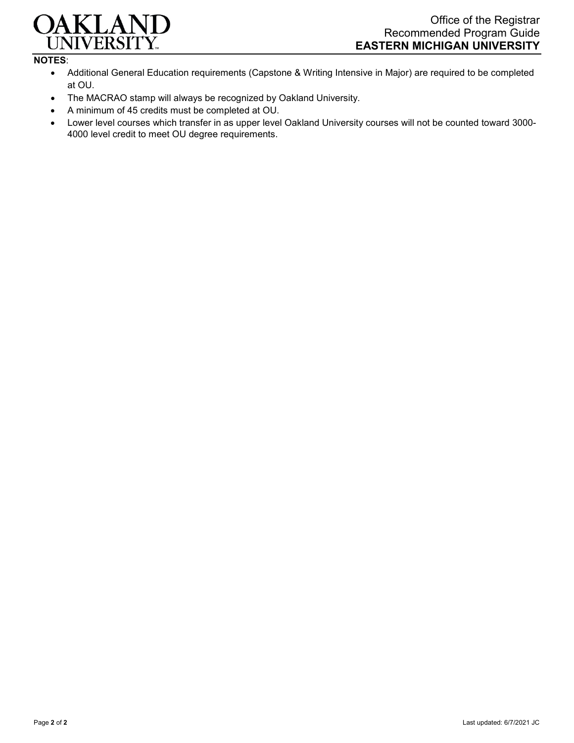**NOTES**:

- Additional General Education requirements (Capstone & Writing Intensive in Major) are required to be completed at OU.
- The MACRAO stamp will always be recognized by Oakland University.
- A minimum of 45 credits must be completed at OU.
- Lower level courses which transfer in as upper level Oakland University courses will not be counted toward 3000-4000 level credit to meet OU degree requirements.